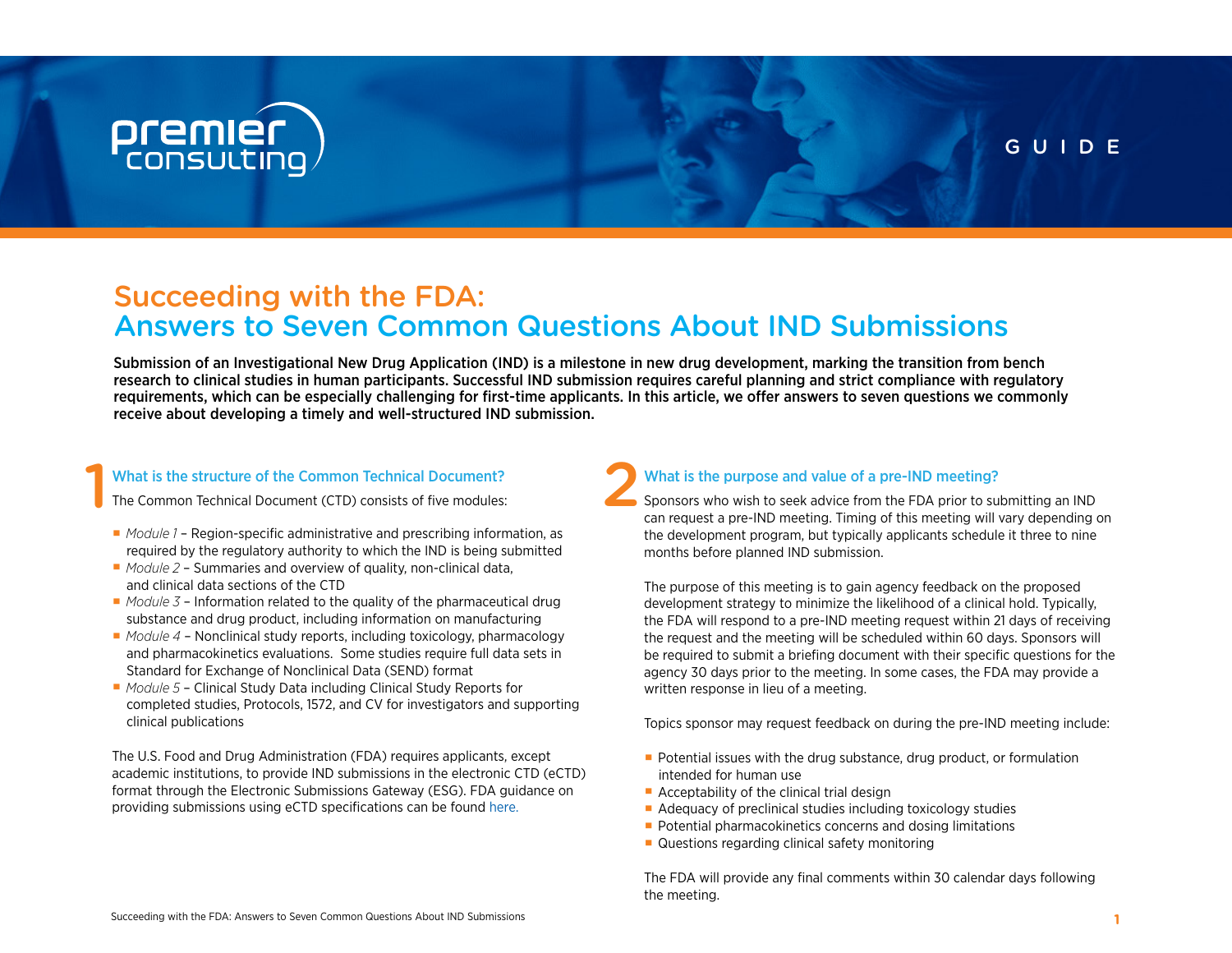premier consulting

GUIDE

# Succeeding with the FDA: Answers to Seven Common Questions About IND Submissions

**Submission of an Investigational New Drug Application (IND) is a milestone in new drug development, marking the transition from bench research to clinical studies in human participants. Successful IND submission requires careful planning and strict compliance with regulatory requirements, which can be especially challenging for first-time applicants. In this article, we offer answers to seven questions we commonly receive about developing a timely and well-structured IND submission.**

## 1 What is the structure of the Common Technical Document?

The Common Technical Document (CTD) consists of five modules:

- *Module 1* – Region-specific administrative and prescribing information, as required by the regulatory authority to which the IND is being submitted
- *Module 2* – Summaries and overview of quality, non-clinical data, and clinical data sections of the CTD
- *Module 3* – Information related to the quality of the pharmaceutical drug substance and drug product, including information on manufacturing
- *Module 4* – Nonclinical study reports, including toxicology, pharmacology and pharmacokinetics evaluations. Some studies require full data sets in Standard for Exchange of Nonclinical Data (SEND) format
- *Module 5* – Clinical Study Data including Clinical Study Reports for completed studies, Protocols, 1572, and CV for investigators and supporting clinical publications

The U.S. Food and Drug Administration (FDA) requires applicants, except academic institutions, to provide IND submissions in the electronic CTD (eCTD) format through the Electronic Submissions Gateway (ESG). FDA guidance on providing submissions using eCTD specifications can be found here.

## 2 What is the purpose and value of a pre-IND meeting?

Sponsors who wish to seek advice from the FDA prior to submitting an IND can request a pre-IND meeting. Timing of this meeting will vary depending on the development program, but typically applicants schedule it three to nine months before planned IND submission.

The purpose of this meeting is to gain agency feedback on the proposed development strategy to minimize the likelihood of a clinical hold. Typically, the FDA will respond to a pre-IND meeting request within 21 days of receiving the request and the meeting will be scheduled within 60 days. Sponsors will be required to submit a briefing document with their specific questions for the agency 30 days prior to the meeting. In some cases, the FDA may provide a written response in lieu of a meeting.

Topics sponsor may request feedback on during the pre-IND meeting include:

- Potential issues with the drug substance, drug product, or formulation intended for human use
- Acceptability of the clinical trial design
- Adequacy of preclinical studies including toxicology studies
- Potential pharmacokinetics concerns and dosing limitations
- Questions regarding clinical safety monitoring

The FDA will provide any final comments within 30 calendar days following the meeting.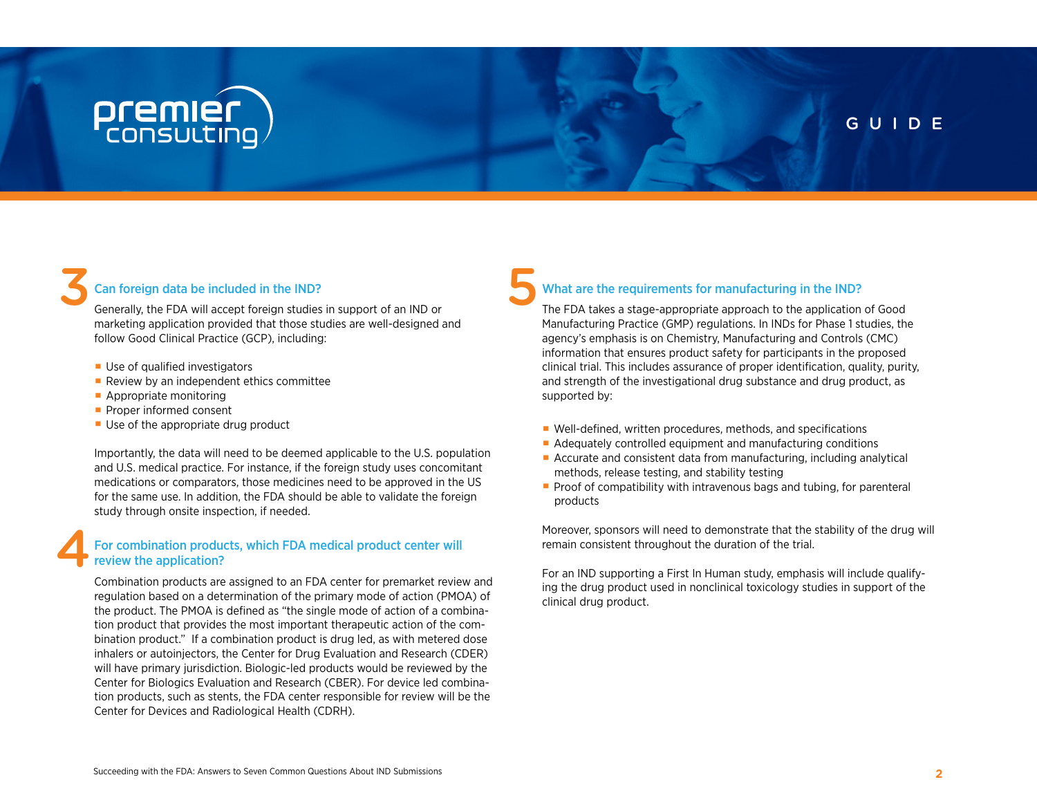## 3 Can foreign data be included in the IND?

Generally, the FDA will accept foreign studies in support of an IND or marketing application provided that those studies are well-designed and follow Good Clinical Practice (GCP), including:

- Use of qualified investigators
- Review by an independent ethics committee
- Appropriate monitoring
- Proper informed consent
- Use of the appropriate drug product

Importantly, the data will need to be deemed applicable to the U.S. population and U.S. medical practice. For instance, if the foreign study uses concomitant medications or comparators, those medicines need to be approved in the US for the same use. In addition, the FDA should be able to validate the foreign study through onsite inspection, if needed.

## 4 For combination products, which FDA medical product center will review the application?

Combination products are assigned to an FDA center for premarket review and regulation based on a determination of the primary mode of action (PMOA) of the product. The PMOA is defined as "the single mode of action of a combination product that provides the most important therapeutic action of the combination product." If a combination product is drug led, as with metered dose inhalers or autoinjectors, the Center for Drug Evaluation and Research (CDER) will have primary jurisdiction. Biologic-led products would be reviewed by the Center for Biologics Evaluation and Research (CBER). For device led combination products, such as stents, the FDA center responsible for review will be the Center for Devices and Radiological Health (CDRH).

## 5 What are the requirements for manufacturing in the IND?

The FDA takes a stage-appropriate approach to the application of Good Manufacturing Practice (GMP) regulations. In INDs for Phase 1 studies, the agency's emphasis is on Chemistry, Manufacturing and Controls (CMC) information that ensures product safety for participants in the proposed clinical trial. This includes assurance of proper identification, quality, purity, and strength of the investigational drug substance and drug product, as supported by:

- Well-defined, written procedures, methods, and specifications
- Adequately controlled equipment and manufacturing conditions
- Accurate and consistent data from manufacturing, including analytical methods, release testing, and stability testing
- Proof of compatibility with intravenous bags and tubing, for parenteral products

Moreover, sponsors will need to demonstrate that the stability of the drug will remain consistent throughout the duration of the trial.

For an IND supporting a First In Human study, emphasis will include qualifying the drug product used in nonclinical toxicology studies in support of the clinical drug product.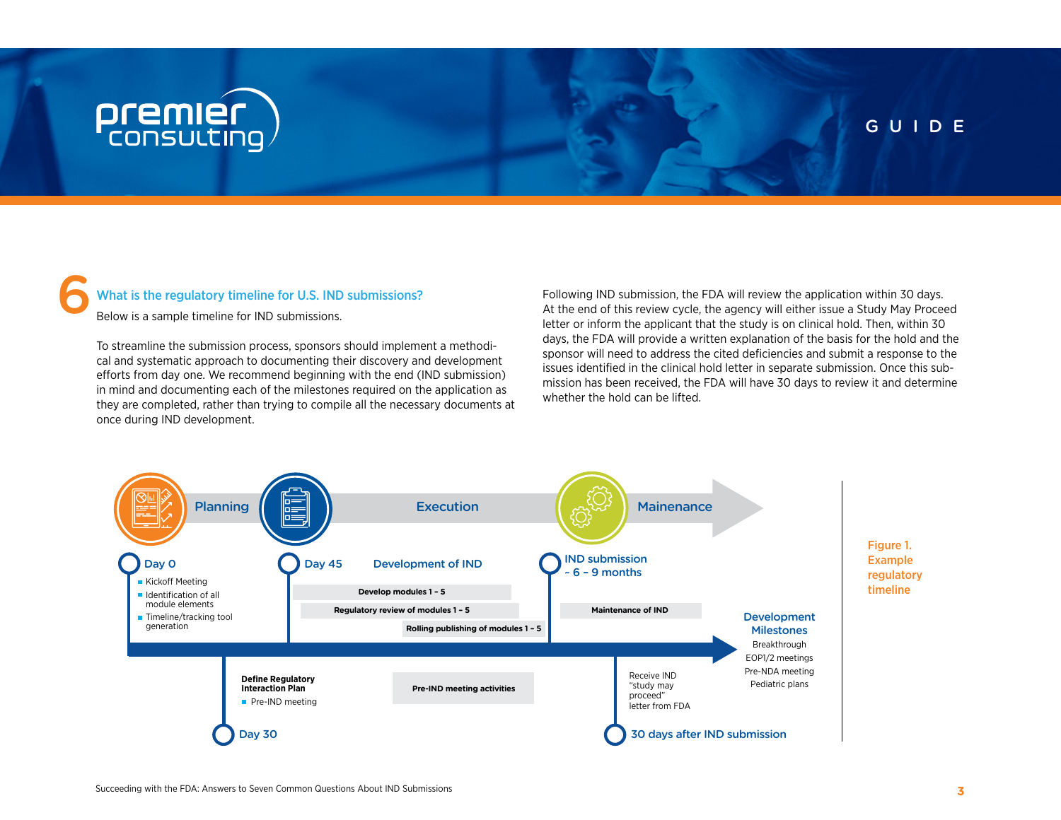## 6 What is the regulatory timeline for U.S. IND submissions?

Below is a sample timeline for IND submissions.

To streamline the submission process, sponsors should implement a methodical and systematic approach to documenting their discovery and development efforts from day one. We recommend beginning with the end (IND submission) in mind and documenting each of the milestones required on the application as they are completed, rather than trying to compile all the necessary documents at once during IND development.

Following IND submission, the FDA will review the application within 30 days. At the end of this review cycle, the agency will either issue a Study May Proceed letter or inform the applicant that the study is on clinical hold. Then, within 30 days, the FDA will provide a written explanation of the basis for the hold and the sponsor will need to address the cited deficiencies and submit a response to the issues identified in the clinical hold letter in separate submission. Once this submission has been received, the FDA will have 30 days to review it and determine whether the hold can be lifted.

Planning — Execution — Mainenance

**Day 0**
- Kickoff Meeting
- Identification of all module elements
- Timeline/tracking tool generation

**Day 30**

Define Regulatory Interaction Plan
- Pre-IND meeting

**Day 45** — Development of IND
- Develop modules 1 – 5
- Regulatory review of modules 1 – 5
- Rolling publishing of modules 1 – 5

Pre-IND meeting activities

**IND submission ~ 6 – 9 months**
- Maintenance of IND

**30 days after IND submission**

Receive IND "study may proceed" letter from FDA

**Development Milestones**
- Breakthrough
- EOP1/2 meetings
- Pre-NDA meeting
- Pediatric plans

Figure 1. Example regulatory timeline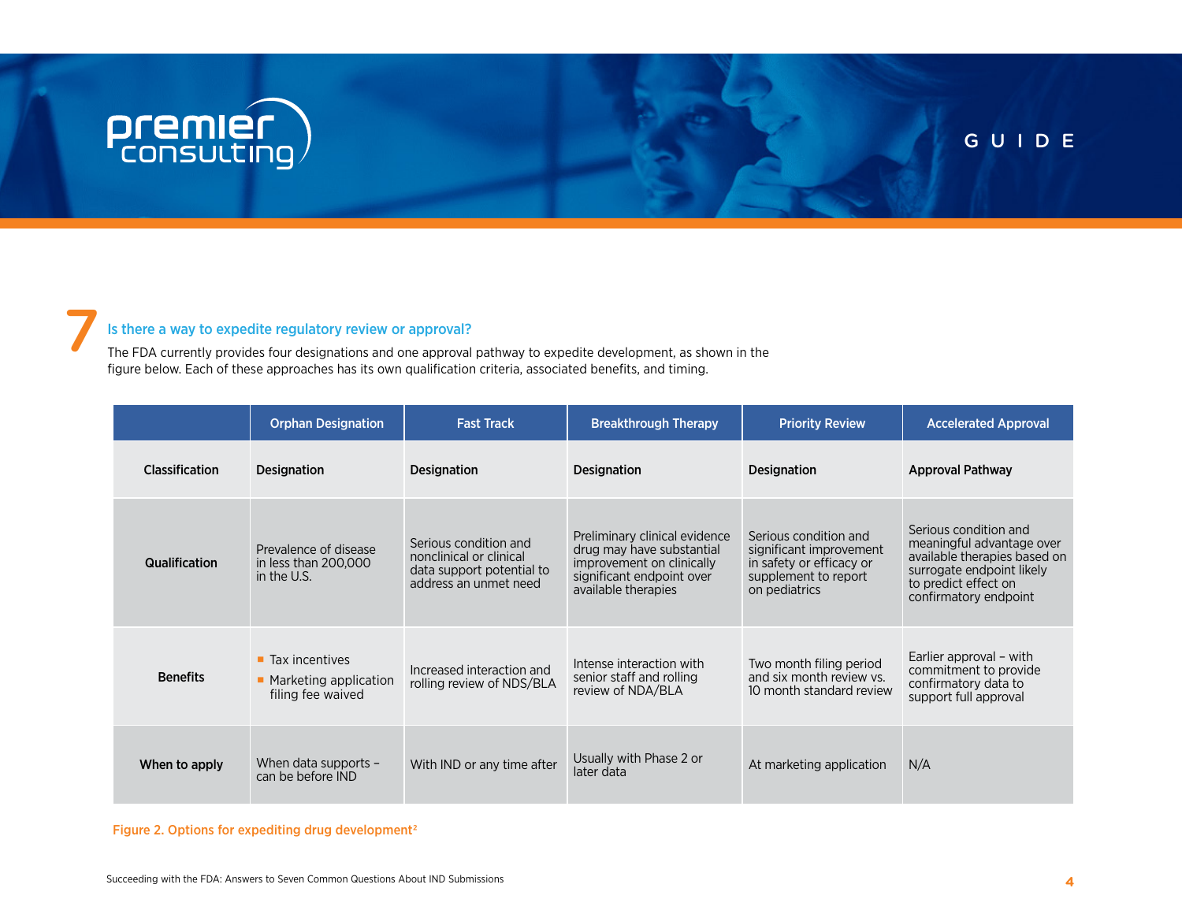## 7 Is there a way to expedite regulatory review or approval?

The FDA currently provides four designations and one approval pathway to expedite development, as shown in the figure below. Each of these approaches has its own qualification criteria, associated benefits, and timing.

| | Orphan Designation | Fast Track | Breakthrough Therapy | Priority Review | Accelerated Approval |
|---|---|---|---|---|---|
| **Classification** | **Designation** | **Designation** | **Designation** | **Designation** | **Approval Pathway** |
| **Qualification** | Prevalence of disease in less than 200,000 in the U.S. | Serious condition and nonclinical or clinical data support potential to address an unmet need | Preliminary clinical evidence drug may have substantial improvement on clinically significant endpoint over available therapies | Serious condition and significant improvement in safety or efficacy or supplement to report on pediatrics | Serious condition and meaningful advantage over available therapies based on surrogate endpoint likely to predict effect on confirmatory endpoint |
| **Benefits** | - Tax incentives<br>- Marketing application filing fee waived | Increased interaction and rolling review of NDS/BLA | Intense interaction with senior staff and rolling review of NDA/BLA | Two month filing period and six month review vs. 10 month standard review | Earlier approval – with commitment to provide confirmatory data to support full approval |
| **When to apply** | When data supports – can be before IND | With IND or any time after | Usually with Phase 2 or later data | At marketing application | N/A |

Figure 2. Options for expediting drug development[2]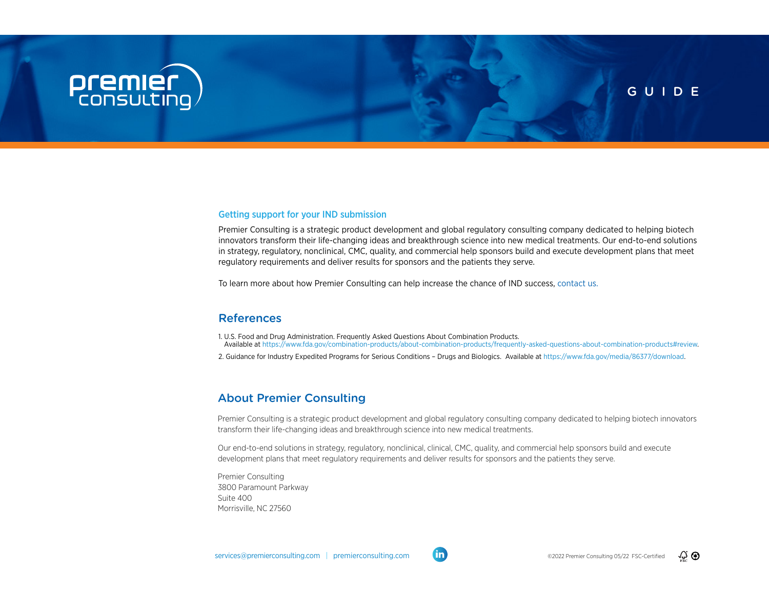GUIDE

## Getting support for your IND submission

Premier Consulting is a strategic product development and global regulatory consulting company dedicated to helping biotech innovators transform their life-changing ideas and breakthrough science into new medical treatments. Our end-to-end solutions in strategy, regulatory, nonclinical, CMC, quality, and commercial help sponsors build and execute development plans that meet regulatory requirements and deliver results for sponsors and the patients they serve.

To learn more about how Premier Consulting can help increase the chance of IND success, contact us.

## References

1. U.S. Food and Drug Administration. Frequently Asked Questions About Combination Products. Available at https://www.fda.gov/combination-products/about-combination-products/frequently-asked-questions-about-combination-products#review.
2. Guidance for Industry Expedited Programs for Serious Conditions – Drugs and Biologics. Available at https://www.fda.gov/media/86377/download.

## About Premier Consulting

Premier Consulting is a strategic product development and global regulatory consulting company dedicated to helping biotech innovators transform their life-changing ideas and breakthrough science into new medical treatments.

Our end-to-end solutions in strategy, regulatory, nonclinical, clinical, CMC, quality, and commercial help sponsors build and execute development plans that meet regulatory requirements and deliver results for sponsors and the patients they serve.

Premier Consulting
3800 Paramount Parkway
Suite 400
Morrisville, NC 27560

services@premierconsulting.com | premierconsulting.com

©2022 Premier Consulting 05/22 FSC-Certified